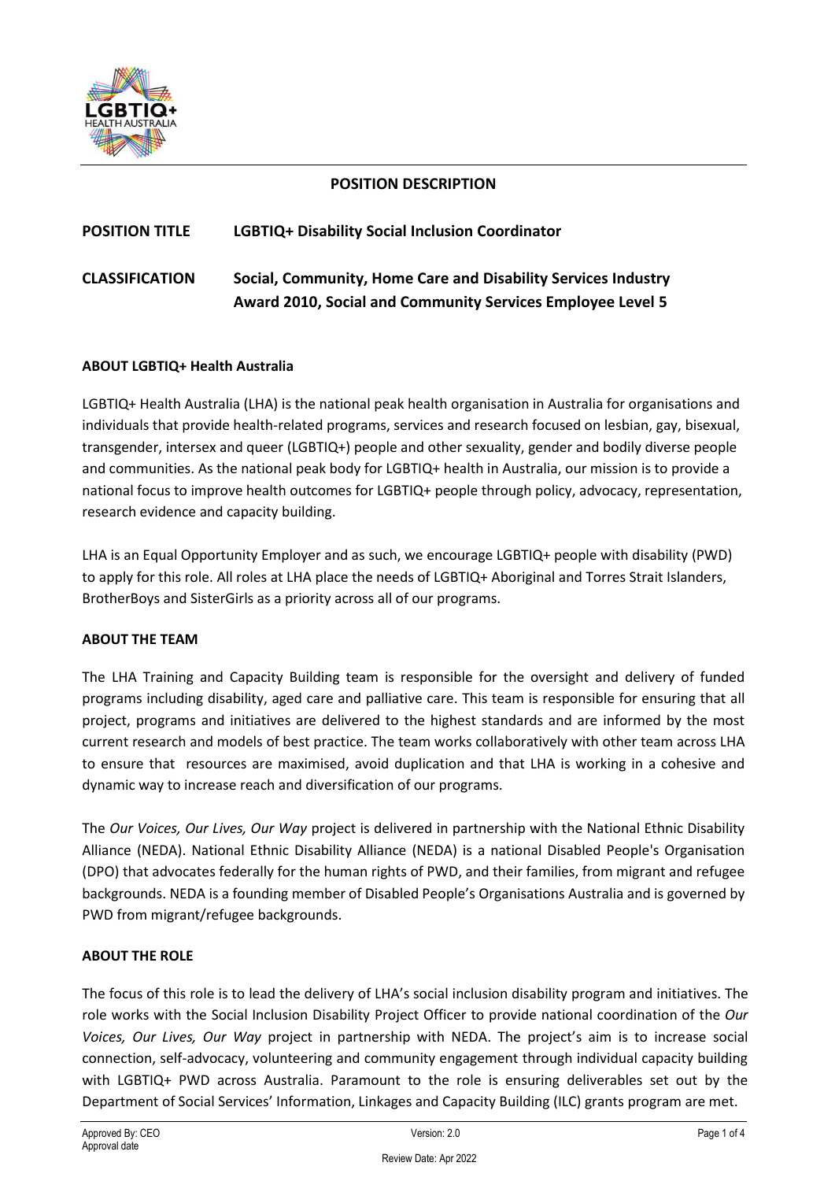# POSITION DESCRIPTION

**POSITION TITLE** **LGBTIQ+ Disability Social Inclusion Coordinator**

**CLASSIFICATION** **Social, Community, Home Care and Disability Services Industry Award 2010, Social and Community Services Employee Level 5**

## ABOUT LGBTIQ+ Health Australia

LGBTIQ+ Health Australia (LHA) is the national peak health organisation in Australia for organisations and individuals that provide health-related programs, services and research focused on lesbian, gay, bisexual, transgender, intersex and queer (LGBTIQ+) people and other sexuality, gender and bodily diverse people and communities. As the national peak body for LGBTIQ+ health in Australia, our mission is to provide a national focus to improve health outcomes for LGBTIQ+ people through policy, advocacy, representation, research evidence and capacity building.

LHA is an Equal Opportunity Employer and as such, we encourage LGBTIQ+ people with disability (PWD) to apply for this role. All roles at LHA place the needs of LGBTIQ+ Aboriginal and Torres Strait Islanders, BrotherBoys and SisterGirls as a priority across all of our programs.

## ABOUT THE TEAM

The LHA Training and Capacity Building team is responsible for the oversight and delivery of funded programs including disability, aged care and palliative care. This team is responsible for ensuring that all project, programs and initiatives are delivered to the highest standards and are informed by the most current research and models of best practice. The team works collaboratively with other team across LHA to ensure that resources are maximised, avoid duplication and that LHA is working in a cohesive and dynamic way to increase reach and diversification of our programs.

The *Our Voices, Our Lives, Our Way* project is delivered in partnership with the National Ethnic Disability Alliance (NEDA). National Ethnic Disability Alliance (NEDA) is a national Disabled People's Organisation (DPO) that advocates federally for the human rights of PWD, and their families, from migrant and refugee backgrounds. NEDA is a founding member of Disabled People's Organisations Australia and is governed by PWD from migrant/refugee backgrounds.

## ABOUT THE ROLE

The focus of this role is to lead the delivery of LHA's social inclusion disability program and initiatives. The role works with the Social Inclusion Disability Project Officer to provide national coordination of the *Our Voices, Our Lives, Our Way* project in partnership with NEDA. The project's aim is to increase social connection, self-advocacy, volunteering and community engagement through individual capacity building with LGBTIQ+ PWD across Australia. Paramount to the role is ensuring deliverables set out by the Department of Social Services' Information, Linkages and Capacity Building (ILC) grants program are met.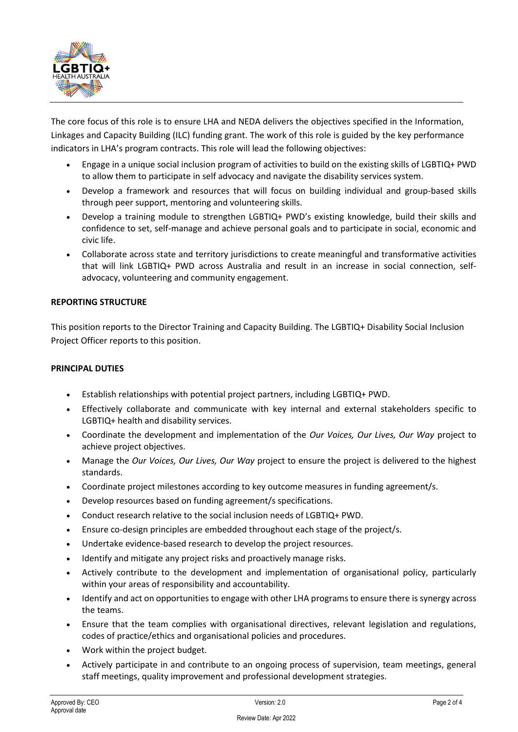The core focus of this role is to ensure LHA and NEDA delivers the objectives specified in the Information, Linkages and Capacity Building (ILC) funding grant. The work of this role is guided by the key performance indicators in LHA's program contracts. This role will lead the following objectives:

- Engage in a unique social inclusion program of activities to build on the existing skills of LGBTIQ+ PWD to allow them to participate in self advocacy and navigate the disability services system.
- Develop a framework and resources that will focus on building individual and group-based skills through peer support, mentoring and volunteering skills.
- Develop a training module to strengthen LGBTIQ+ PWD's existing knowledge, build their skills and confidence to set, self-manage and achieve personal goals and to participate in social, economic and civic life.
- Collaborate across state and territory jurisdictions to create meaningful and transformative activities that will link LGBTIQ+ PWD across Australia and result in an increase in social connection, self-advocacy, volunteering and community engagement.

**REPORTING STRUCTURE**

This position reports to the Director Training and Capacity Building. The LGBTIQ+ Disability Social Inclusion Project Officer reports to this position.

**PRINCIPAL DUTIES**

- Establish relationships with potential project partners, including LGBTIQ+ PWD.
- Effectively collaborate and communicate with key internal and external stakeholders specific to LGBTIQ+ health and disability services.
- Coordinate the development and implementation of the *Our Voices, Our Lives, Our Way* project to achieve project objectives.
- Manage the *Our Voices, Our Lives, Our Way* project to ensure the project is delivered to the highest standards.
- Coordinate project milestones according to key outcome measures in funding agreement/s.
- Develop resources based on funding agreement/s specifications.
- Conduct research relative to the social inclusion needs of LGBTIQ+ PWD.
- Ensure co-design principles are embedded throughout each stage of the project/s.
- Undertake evidence-based research to develop the project resources.
- Identify and mitigate any project risks and proactively manage risks.
- Actively contribute to the development and implementation of organisational policy, particularly within your areas of responsibility and accountability.
- Identify and act on opportunities to engage with other LHA programs to ensure there is synergy across the teams.
- Ensure that the team complies with organisational directives, relevant legislation and regulations, codes of practice/ethics and organisational policies and procedures.
- Work within the project budget.
- Actively participate in and contribute to an ongoing process of supervision, team meetings, general staff meetings, quality improvement and professional development strategies.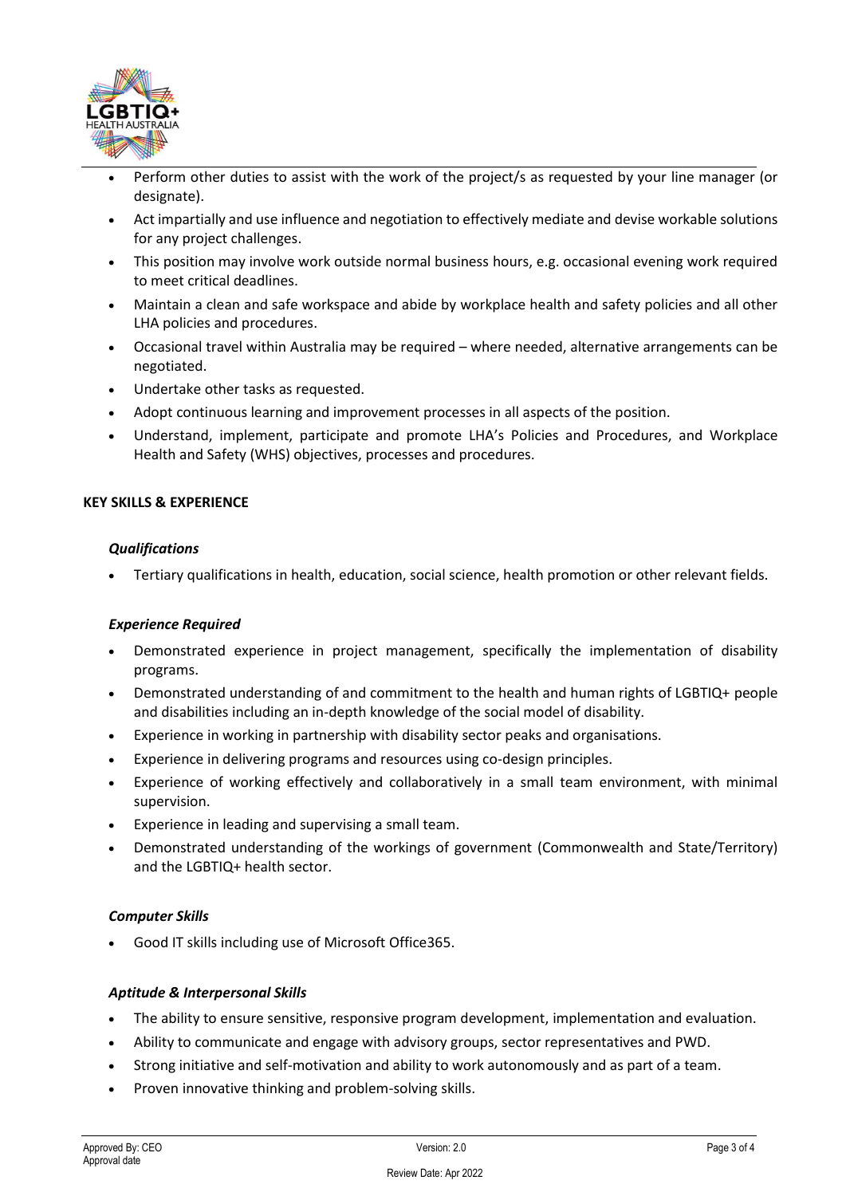- Perform other duties to assist with the work of the project/s as requested by your line manager (or designate).
- Act impartially and use influence and negotiation to effectively mediate and devise workable solutions for any project challenges.
- This position may involve work outside normal business hours, e.g. occasional evening work required to meet critical deadlines.
- Maintain a clean and safe workspace and abide by workplace health and safety policies and all other LHA policies and procedures.
- Occasional travel within Australia may be required – where needed, alternative arrangements can be negotiated.
- Undertake other tasks as requested.
- Adopt continuous learning and improvement processes in all aspects of the position.
- Understand, implement, participate and promote LHA's Policies and Procedures, and Workplace Health and Safety (WHS) objectives, processes and procedures.

## KEY SKILLS & EXPERIENCE

### *Qualifications*

- Tertiary qualifications in health, education, social science, health promotion or other relevant fields.

### *Experience Required*

- Demonstrated experience in project management, specifically the implementation of disability programs.
- Demonstrated understanding of and commitment to the health and human rights of LGBTIQ+ people and disabilities including an in-depth knowledge of the social model of disability.
- Experience in working in partnership with disability sector peaks and organisations.
- Experience in delivering programs and resources using co-design principles.
- Experience of working effectively and collaboratively in a small team environment, with minimal supervision.
- Experience in leading and supervising a small team.
- Demonstrated understanding of the workings of government (Commonwealth and State/Territory) and the LGBTIQ+ health sector.

### *Computer Skills*

- Good IT skills including use of Microsoft Office365.

### *Aptitude & Interpersonal Skills*

- The ability to ensure sensitive, responsive program development, implementation and evaluation.
- Ability to communicate and engage with advisory groups, sector representatives and PWD.
- Strong initiative and self-motivation and ability to work autonomously and as part of a team.
- Proven innovative thinking and problem-solving skills.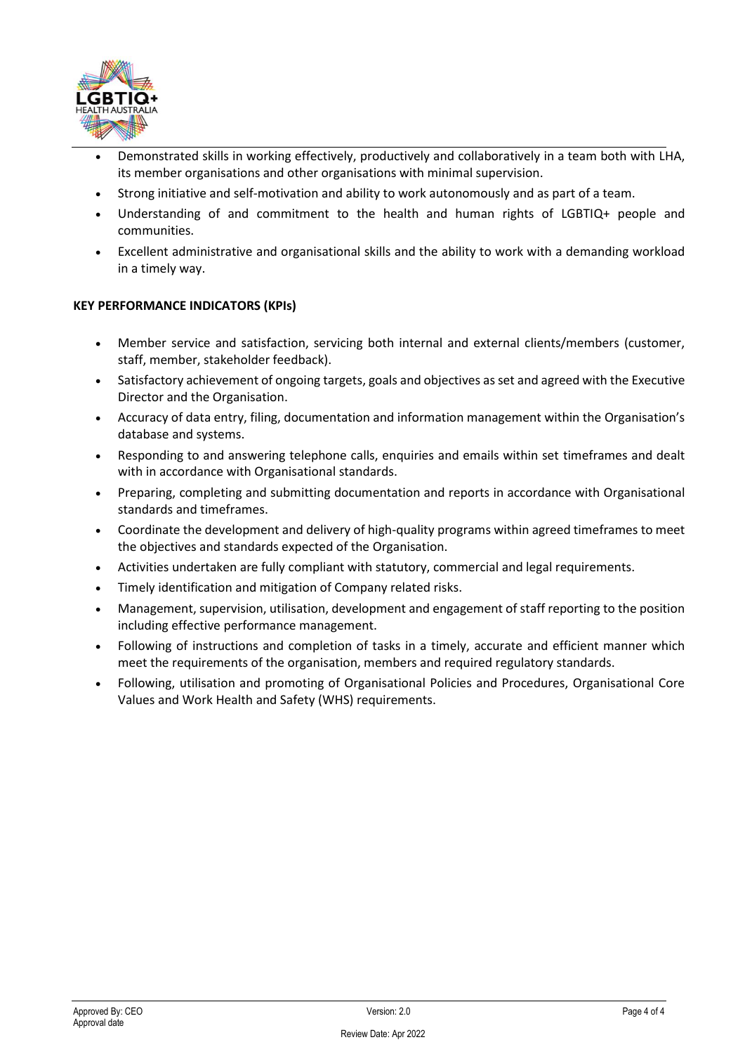- Demonstrated skills in working effectively, productively and collaboratively in a team both with LHA, its member organisations and other organisations with minimal supervision.
- Strong initiative and self-motivation and ability to work autonomously and as part of a team.
- Understanding of and commitment to the health and human rights of LGBTIQ+ people and communities.
- Excellent administrative and organisational skills and the ability to work with a demanding workload in a timely way.

**KEY PERFORMANCE INDICATORS (KPIs)**

- Member service and satisfaction, servicing both internal and external clients/members (customer, staff, member, stakeholder feedback).
- Satisfactory achievement of ongoing targets, goals and objectives as set and agreed with the Executive Director and the Organisation.
- Accuracy of data entry, filing, documentation and information management within the Organisation's database and systems.
- Responding to and answering telephone calls, enquiries and emails within set timeframes and dealt with in accordance with Organisational standards.
- Preparing, completing and submitting documentation and reports in accordance with Organisational standards and timeframes.
- Coordinate the development and delivery of high-quality programs within agreed timeframes to meet the objectives and standards expected of the Organisation.
- Activities undertaken are fully compliant with statutory, commercial and legal requirements.
- Timely identification and mitigation of Company related risks.
- Management, supervision, utilisation, development and engagement of staff reporting to the position including effective performance management.
- Following of instructions and completion of tasks in a timely, accurate and efficient manner which meet the requirements of the organisation, members and required regulatory standards.
- Following, utilisation and promoting of Organisational Policies and Procedures, Organisational Core Values and Work Health and Safety (WHS) requirements.